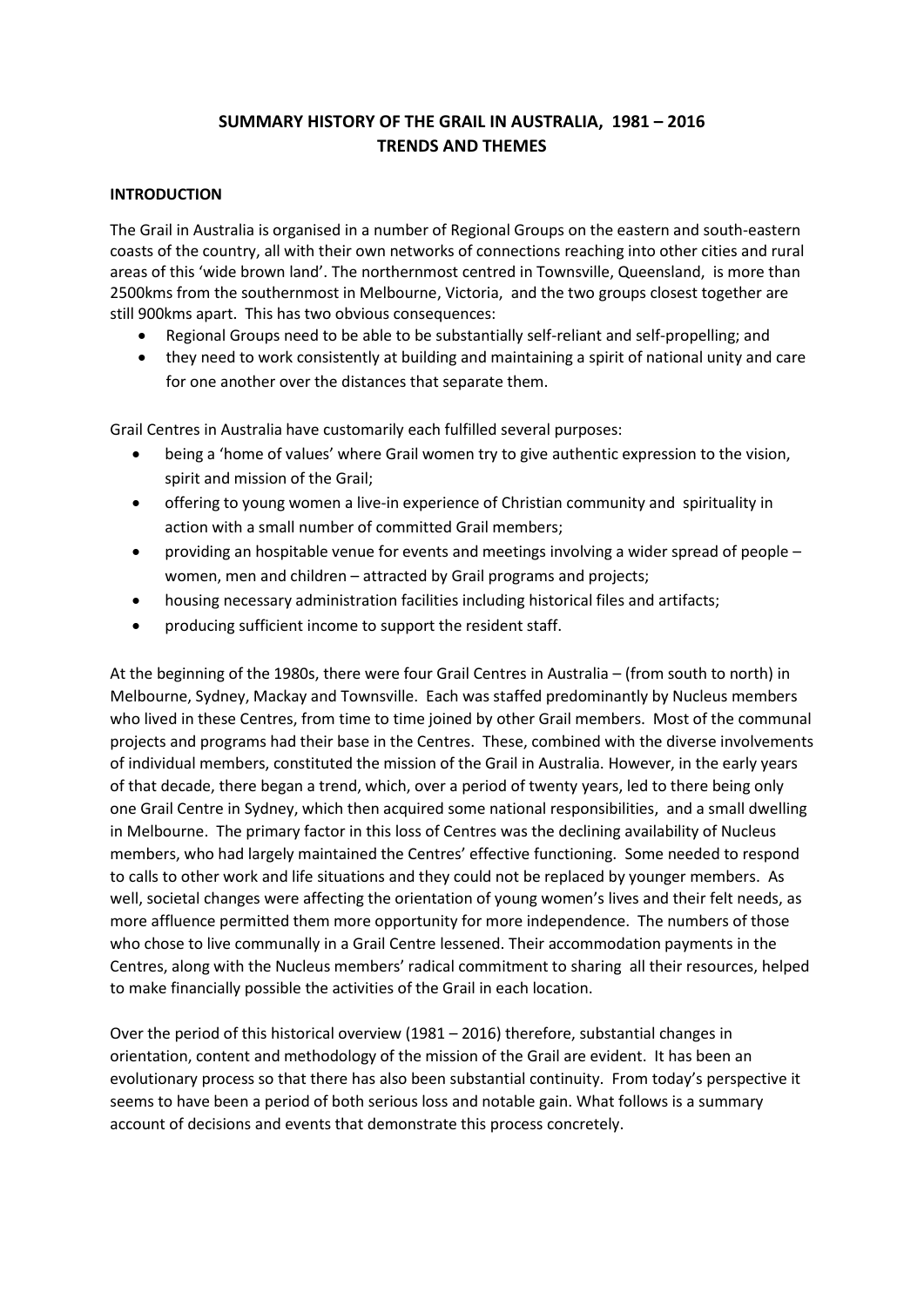# SUMMARY HISTORY OF THE GRAIL IN AUSTRALIA, 1981 – 2016
# TRENDS AND THEMES

## INTRODUCTION

The Grail in Australia is organised in a number of Regional Groups on the eastern and south-eastern coasts of the country, all with their own networks of connections reaching into other cities and rural areas of this 'wide brown land'. The northernmost centred in Townsville, Queensland, is more than 2500kms from the southernmost in Melbourne, Victoria, and the two groups closest together are still 900kms apart. This has two obvious consequences:

- Regional Groups need to be able to be substantially self-reliant and self-propelling; and
- they need to work consistently at building and maintaining a spirit of national unity and care for one another over the distances that separate them.

Grail Centres in Australia have customarily each fulfilled several purposes:

- being a 'home of values' where Grail women try to give authentic expression to the vision, spirit and mission of the Grail;
- offering to young women a live-in experience of Christian community and spirituality in action with a small number of committed Grail members;
- providing an hospitable venue for events and meetings involving a wider spread of people – women, men and children – attracted by Grail programs and projects;
- housing necessary administration facilities including historical files and artifacts;
- producing sufficient income to support the resident staff.

At the beginning of the 1980s, there were four Grail Centres in Australia – (from south to north) in Melbourne, Sydney, Mackay and Townsville. Each was staffed predominantly by Nucleus members who lived in these Centres, from time to time joined by other Grail members. Most of the communal projects and programs had their base in the Centres. These, combined with the diverse involvements of individual members, constituted the mission of the Grail in Australia. However, in the early years of that decade, there began a trend, which, over a period of twenty years, led to there being only one Grail Centre in Sydney, which then acquired some national responsibilities, and a small dwelling in Melbourne. The primary factor in this loss of Centres was the declining availability of Nucleus members, who had largely maintained the Centres' effective functioning. Some needed to respond to calls to other work and life situations and they could not be replaced by younger members. As well, societal changes were affecting the orientation of young women's lives and their felt needs, as more affluence permitted them more opportunity for more independence. The numbers of those who chose to live communally in a Grail Centre lessened. Their accommodation payments in the Centres, along with the Nucleus members' radical commitment to sharing all their resources, helped to make financially possible the activities of the Grail in each location.

Over the period of this historical overview (1981 – 2016) therefore, substantial changes in orientation, content and methodology of the mission of the Grail are evident. It has been an evolutionary process so that there has also been substantial continuity. From today's perspective it seems to have been a period of both serious loss and notable gain. What follows is a summary account of decisions and events that demonstrate this process concretely.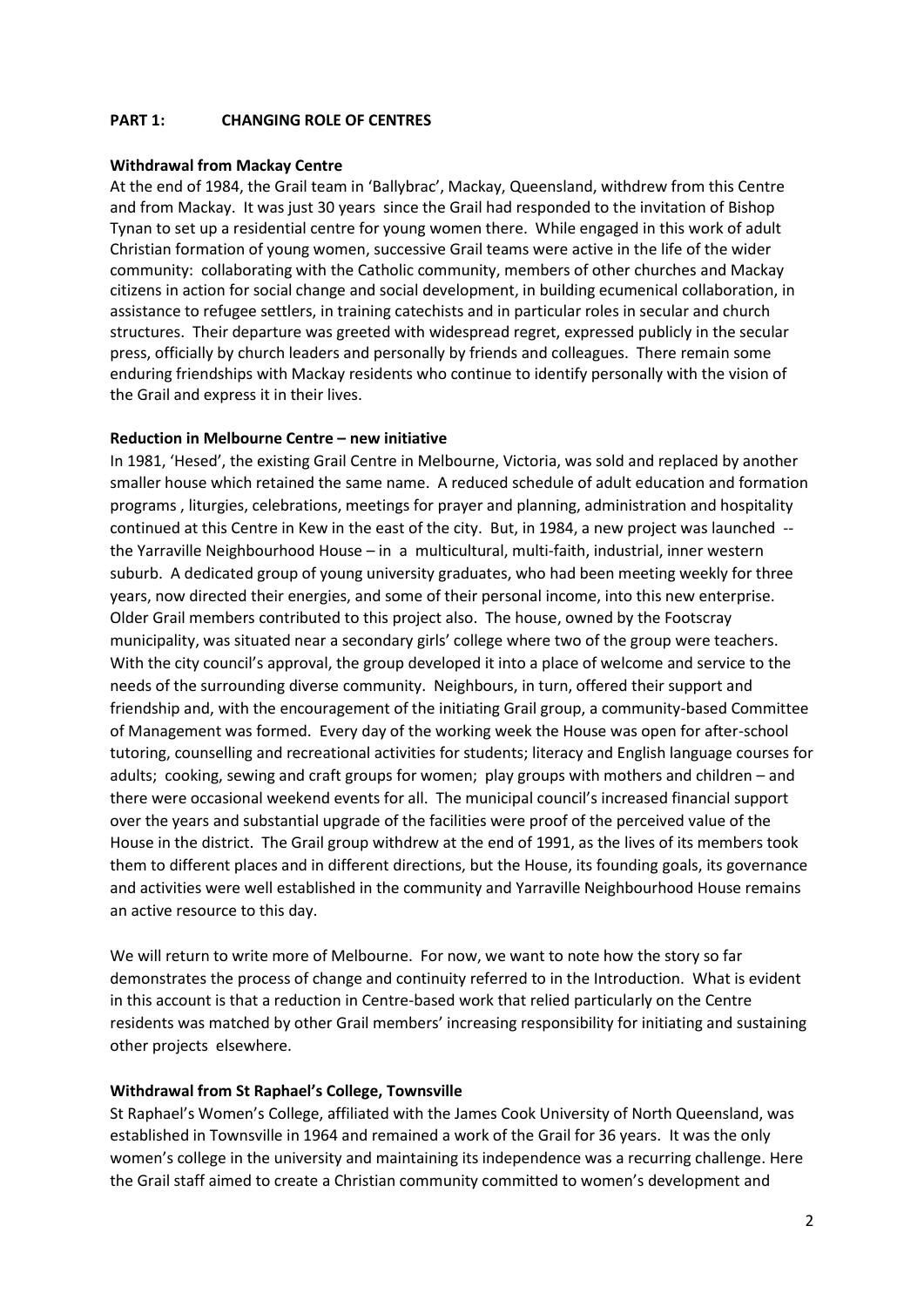## PART 1: CHANGING ROLE OF CENTRES

### Withdrawal from Mackay Centre

At the end of 1984, the Grail team in 'Ballybrac', Mackay, Queensland, withdrew from this Centre and from Mackay. It was just 30 years since the Grail had responded to the invitation of Bishop Tynan to set up a residential centre for young women there. While engaged in this work of adult Christian formation of young women, successive Grail teams were active in the life of the wider community: collaborating with the Catholic community, members of other churches and Mackay citizens in action for social change and social development, in building ecumenical collaboration, in assistance to refugee settlers, in training catechists and in particular roles in secular and church structures. Their departure was greeted with widespread regret, expressed publicly in the secular press, officially by church leaders and personally by friends and colleagues. There remain some enduring friendships with Mackay residents who continue to identify personally with the vision of the Grail and express it in their lives.

### Reduction in Melbourne Centre – new initiative

In 1981, 'Hesed', the existing Grail Centre in Melbourne, Victoria, was sold and replaced by another smaller house which retained the same name. A reduced schedule of adult education and formation programs , liturgies, celebrations, meetings for prayer and planning, administration and hospitality continued at this Centre in Kew in the east of the city. But, in 1984, a new project was launched -- the Yarraville Neighbourhood House – in a multicultural, multi-faith, industrial, inner western suburb. A dedicated group of young university graduates, who had been meeting weekly for three years, now directed their energies, and some of their personal income, into this new enterprise. Older Grail members contributed to this project also. The house, owned by the Footscray municipality, was situated near a secondary girls' college where two of the group were teachers. With the city council's approval, the group developed it into a place of welcome and service to the needs of the surrounding diverse community. Neighbours, in turn, offered their support and friendship and, with the encouragement of the initiating Grail group, a community-based Committee of Management was formed. Every day of the working week the House was open for after-school tutoring, counselling and recreational activities for students; literacy and English language courses for adults; cooking, sewing and craft groups for women; play groups with mothers and children – and there were occasional weekend events for all. The municipal council's increased financial support over the years and substantial upgrade of the facilities were proof of the perceived value of the House in the district. The Grail group withdrew at the end of 1991, as the lives of its members took them to different places and in different directions, but the House, its founding goals, its governance and activities were well established in the community and Yarraville Neighbourhood House remains an active resource to this day.

We will return to write more of Melbourne. For now, we want to note how the story so far demonstrates the process of change and continuity referred to in the Introduction. What is evident in this account is that a reduction in Centre-based work that relied particularly on the Centre residents was matched by other Grail members' increasing responsibility for initiating and sustaining other projects elsewhere.

### Withdrawal from St Raphael's College, Townsville

St Raphael's Women's College, affiliated with the James Cook University of North Queensland, was established in Townsville in 1964 and remained a work of the Grail for 36 years. It was the only women's college in the university and maintaining its independence was a recurring challenge. Here the Grail staff aimed to create a Christian community committed to women's development and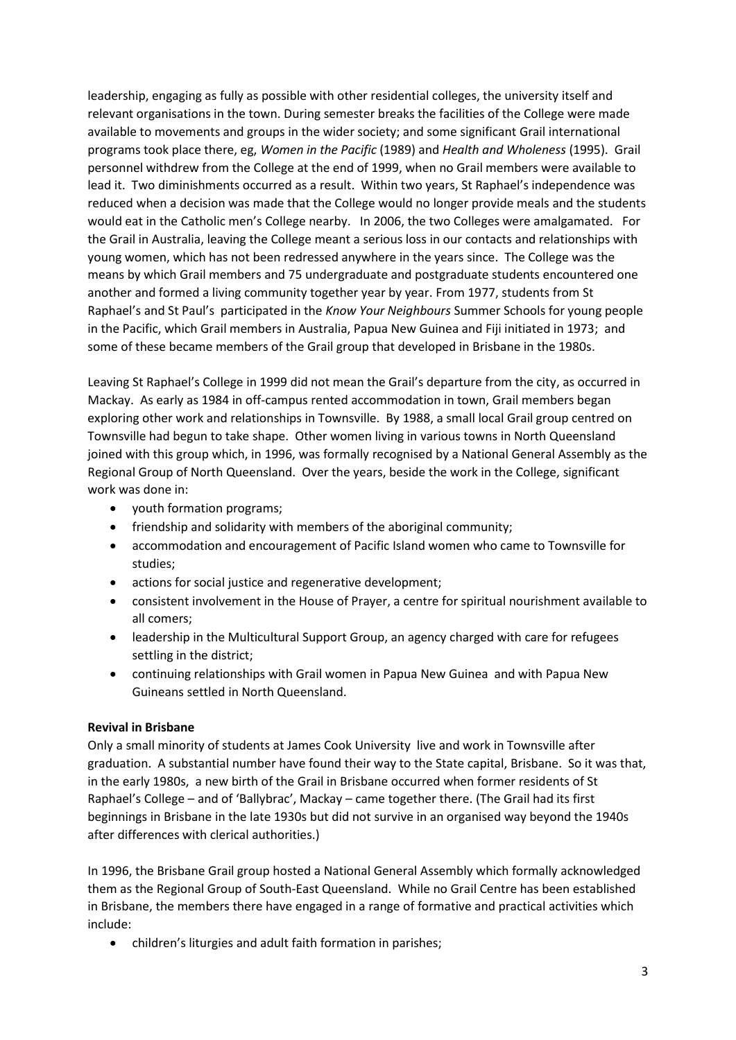leadership, engaging as fully as possible with other residential colleges, the university itself and relevant organisations in the town. During semester breaks the facilities of the College were made available to movements and groups in the wider society; and some significant Grail international programs took place there, eg, *Women in the Pacific* (1989) and *Health and Wholeness* (1995). Grail personnel withdrew from the College at the end of 1999, when no Grail members were available to lead it. Two diminishments occurred as a result. Within two years, St Raphael's independence was reduced when a decision was made that the College would no longer provide meals and the students would eat in the Catholic men's College nearby. In 2006, the two Colleges were amalgamated. For the Grail in Australia, leaving the College meant a serious loss in our contacts and relationships with young women, which has not been redressed anywhere in the years since. The College was the means by which Grail members and 75 undergraduate and postgraduate students encountered one another and formed a living community together year by year. From 1977, students from St Raphael's and St Paul's participated in the *Know Your Neighbours* Summer Schools for young people in the Pacific, which Grail members in Australia, Papua New Guinea and Fiji initiated in 1973; and some of these became members of the Grail group that developed in Brisbane in the 1980s.

Leaving St Raphael's College in 1999 did not mean the Grail's departure from the city, as occurred in Mackay. As early as 1984 in off-campus rented accommodation in town, Grail members began exploring other work and relationships in Townsville. By 1988, a small local Grail group centred on Townsville had begun to take shape. Other women living in various towns in North Queensland joined with this group which, in 1996, was formally recognised by a National General Assembly as the Regional Group of North Queensland. Over the years, beside the work in the College, significant work was done in:

- youth formation programs;
- friendship and solidarity with members of the aboriginal community;
- accommodation and encouragement of Pacific Island women who came to Townsville for studies;
- actions for social justice and regenerative development;
- consistent involvement in the House of Prayer, a centre for spiritual nourishment available to all comers;
- leadership in the Multicultural Support Group, an agency charged with care for refugees settling in the district;
- continuing relationships with Grail women in Papua New Guinea and with Papua New Guineans settled in North Queensland.

**Revival in Brisbane**

Only a small minority of students at James Cook University live and work in Townsville after graduation. A substantial number have found their way to the State capital, Brisbane. So it was that, in the early 1980s, a new birth of the Grail in Brisbane occurred when former residents of St Raphael's College – and of 'Ballybrac', Mackay – came together there. (The Grail had its first beginnings in Brisbane in the late 1930s but did not survive in an organised way beyond the 1940s after differences with clerical authorities.)

In 1996, the Brisbane Grail group hosted a National General Assembly which formally acknowledged them as the Regional Group of South-East Queensland. While no Grail Centre has been established in Brisbane, the members there have engaged in a range of formative and practical activities which include:

- children's liturgies and adult faith formation in parishes;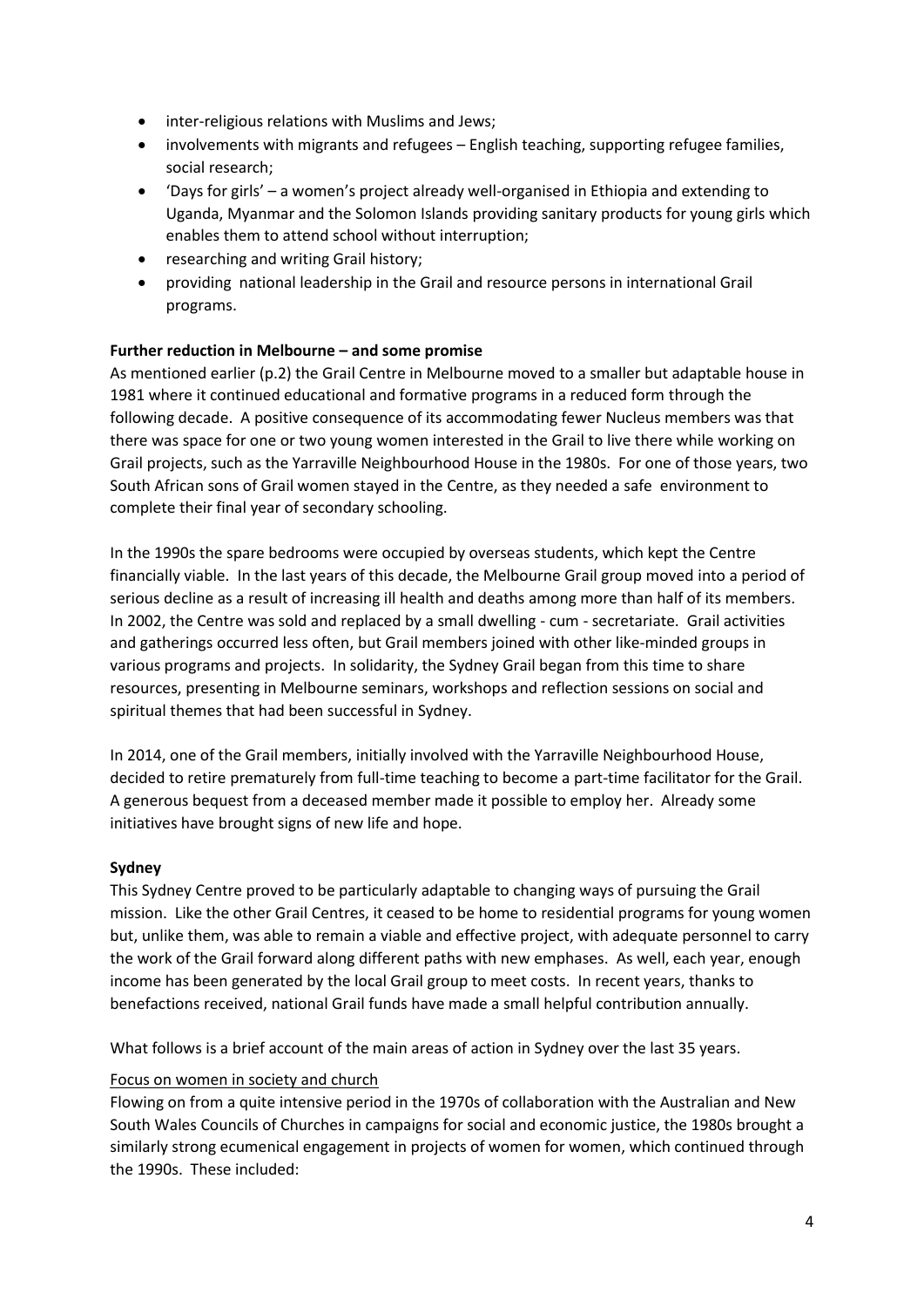- inter-religious relations with Muslims and Jews;
- involvements with migrants and refugees – English teaching, supporting refugee families, social research;
- 'Days for girls' – a women's project already well-organised in Ethiopia and extending to Uganda, Myanmar and the Solomon Islands providing sanitary products for young girls which enables them to attend school without interruption;
- researching and writing Grail history;
- providing national leadership in the Grail and resource persons in international Grail programs.

**Further reduction in Melbourne – and some promise**

As mentioned earlier (p.2) the Grail Centre in Melbourne moved to a smaller but adaptable house in 1981 where it continued educational and formative programs in a reduced form through the following decade. A positive consequence of its accommodating fewer Nucleus members was that there was space for one or two young women interested in the Grail to live there while working on Grail projects, such as the Yarraville Neighbourhood House in the 1980s. For one of those years, two South African sons of Grail women stayed in the Centre, as they needed a safe environment to complete their final year of secondary schooling.

In the 1990s the spare bedrooms were occupied by overseas students, which kept the Centre financially viable. In the last years of this decade, the Melbourne Grail group moved into a period of serious decline as a result of increasing ill health and deaths among more than half of its members. In 2002, the Centre was sold and replaced by a small dwelling - cum - secretariate. Grail activities and gatherings occurred less often, but Grail members joined with other like-minded groups in various programs and projects. In solidarity, the Sydney Grail began from this time to share resources, presenting in Melbourne seminars, workshops and reflection sessions on social and spiritual themes that had been successful in Sydney.

In 2014, one of the Grail members, initially involved with the Yarraville Neighbourhood House, decided to retire prematurely from full-time teaching to become a part-time facilitator for the Grail. A generous bequest from a deceased member made it possible to employ her. Already some initiatives have brought signs of new life and hope.

**Sydney**

This Sydney Centre proved to be particularly adaptable to changing ways of pursuing the Grail mission. Like the other Grail Centres, it ceased to be home to residential programs for young women but, unlike them, was able to remain a viable and effective project, with adequate personnel to carry the work of the Grail forward along different paths with new emphases. As well, each year, enough income has been generated by the local Grail group to meet costs. In recent years, thanks to benefactions received, national Grail funds have made a small helpful contribution annually.

What follows is a brief account of the main areas of action in Sydney over the last 35 years.

<u>Focus on women in society and church</u>

Flowing on from a quite intensive period in the 1970s of collaboration with the Australian and New South Wales Councils of Churches in campaigns for social and economic justice, the 1980s brought a similarly strong ecumenical engagement in projects of women for women, which continued through the 1990s. These included: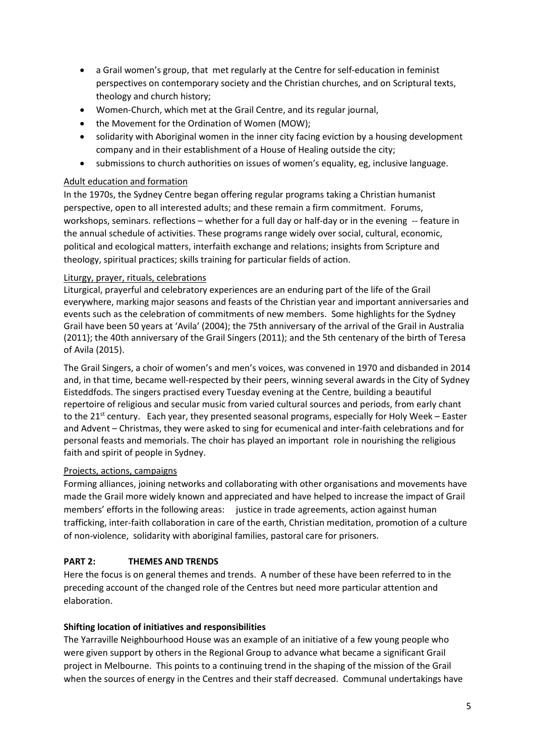- a Grail women's group, that met regularly at the Centre for self-education in feminist perspectives on contemporary society and the Christian churches, and on Scriptural texts, theology and church history;
- Women-Church, which met at the Grail Centre, and its regular journal,
- the Movement for the Ordination of Women (MOW);
- solidarity with Aboriginal women in the inner city facing eviction by a housing development company and in their establishment of a House of Healing outside the city;
- submissions to church authorities on issues of women's equality, eg, inclusive language.

Adult education and formation

In the 1970s, the Sydney Centre began offering regular programs taking a Christian humanist perspective, open to all interested adults; and these remain a firm commitment. Forums, workshops, seminars. reflections – whether for a full day or half-day or in the evening -- feature in the annual schedule of activities. These programs range widely over social, cultural, economic, political and ecological matters, interfaith exchange and relations; insights from Scripture and theology, spiritual practices; skills training for particular fields of action.

Liturgy, prayer, rituals, celebrations

Liturgical, prayerful and celebratory experiences are an enduring part of the life of the Grail everywhere, marking major seasons and feasts of the Christian year and important anniversaries and events such as the celebration of commitments of new members. Some highlights for the Sydney Grail have been 50 years at 'Avila' (2004); the 75th anniversary of the arrival of the Grail in Australia (2011}; the 40th anniversary of the Grail Singers (2011); and the 5th centenary of the birth of Teresa of Avila (2015).

The Grail Singers, a choir of women's and men's voices, was convened in 1970 and disbanded in 2014 and, in that time, became well-respected by their peers, winning several awards in the City of Sydney Eisteddfods. The singers practised every Tuesday evening at the Centre, building a beautiful repertoire of religious and secular music from varied cultural sources and periods, from early chant to the 21st century. Each year, they presented seasonal programs, especially for Holy Week – Easter and Advent – Christmas, they were asked to sing for ecumenical and inter-faith celebrations and for personal feasts and memorials. The choir has played an important role in nourishing the religious faith and spirit of people in Sydney.

Projects, actions, campaigns

Forming alliances, joining networks and collaborating with other organisations and movements have made the Grail more widely known and appreciated and have helped to increase the impact of Grail members' efforts in the following areas: justice in trade agreements, action against human trafficking, inter-faith collaboration in care of the earth, Christian meditation, promotion of a culture of non-violence, solidarity with aboriginal families, pastoral care for prisoners.

## PART 2: THEMES AND TRENDS

Here the focus is on general themes and trends. A number of these have been referred to in the preceding account of the changed role of the Centres but need more particular attention and elaboration.

### Shifting location of initiatives and responsibilities

The Yarraville Neighbourhood House was an example of an initiative of a few young people who were given support by others in the Regional Group to advance what became a significant Grail project in Melbourne. This points to a continuing trend in the shaping of the mission of the Grail when the sources of energy in the Centres and their staff decreased. Communal undertakings have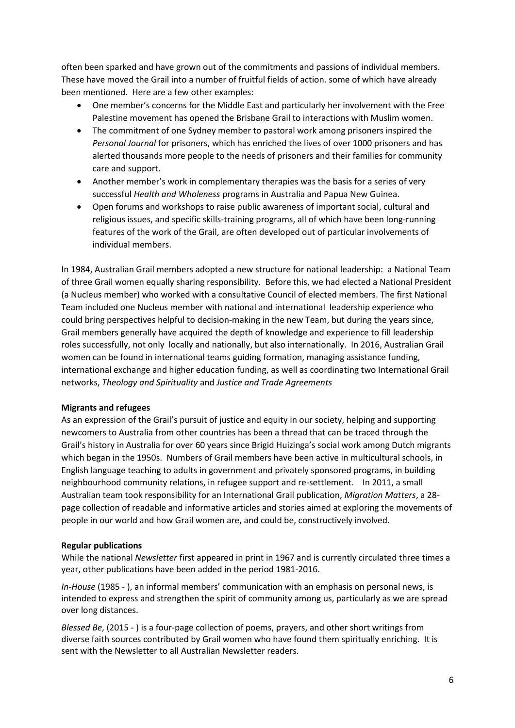often been sparked and have grown out of the commitments and passions of individual members. These have moved the Grail into a number of fruitful fields of action. some of which have already been mentioned. Here are a few other examples:

- One member's concerns for the Middle East and particularly her involvement with the Free Palestine movement has opened the Brisbane Grail to interactions with Muslim women.
- The commitment of one Sydney member to pastoral work among prisoners inspired the *Personal Journal* for prisoners, which has enriched the lives of over 1000 prisoners and has alerted thousands more people to the needs of prisoners and their families for community care and support.
- Another member's work in complementary therapies was the basis for a series of very successful *Health and Wholeness* programs in Australia and Papua New Guinea.
- Open forums and workshops to raise public awareness of important social, cultural and religious issues, and specific skills-training programs, all of which have been long-running features of the work of the Grail, are often developed out of particular involvements of individual members.

In 1984, Australian Grail members adopted a new structure for national leadership: a National Team of three Grail women equally sharing responsibility. Before this, we had elected a National President (a Nucleus member) who worked with a consultative Council of elected members. The first National Team included one Nucleus member with national and international leadership experience who could bring perspectives helpful to decision-making in the new Team, but during the years since, Grail members generally have acquired the depth of knowledge and experience to fill leadership roles successfully, not only locally and nationally, but also internationally. In 2016, Australian Grail women can be found in international teams guiding formation, managing assistance funding, international exchange and higher education funding, as well as coordinating two International Grail networks, *Theology and Spirituality* and *Justice and Trade Agreements*

**Migrants and refugees**

As an expression of the Grail's pursuit of justice and equity in our society, helping and supporting newcomers to Australia from other countries has been a thread that can be traced through the Grail's history in Australia for over 60 years since Brigid Huizinga's social work among Dutch migrants which began in the 1950s. Numbers of Grail members have been active in multicultural schools, in English language teaching to adults in government and privately sponsored programs, in building neighbourhood community relations, in refugee support and re-settlement. In 2011, a small Australian team took responsibility for an International Grail publication, *Migration Matters*, a 28-page collection of readable and informative articles and stories aimed at exploring the movements of people in our world and how Grail women are, and could be, constructively involved.

**Regular publications**

While the national *Newsletter* first appeared in print in 1967 and is currently circulated three times a year, other publications have been added in the period 1981-2016.

*In-House* (1985 - ), an informal members' communication with an emphasis on personal news, is intended to express and strengthen the spirit of community among us, particularly as we are spread over long distances.

*Blessed Be*, (2015 - ) is a four-page collection of poems, prayers, and other short writings from diverse faith sources contributed by Grail women who have found them spiritually enriching. It is sent with the Newsletter to all Australian Newsletter readers.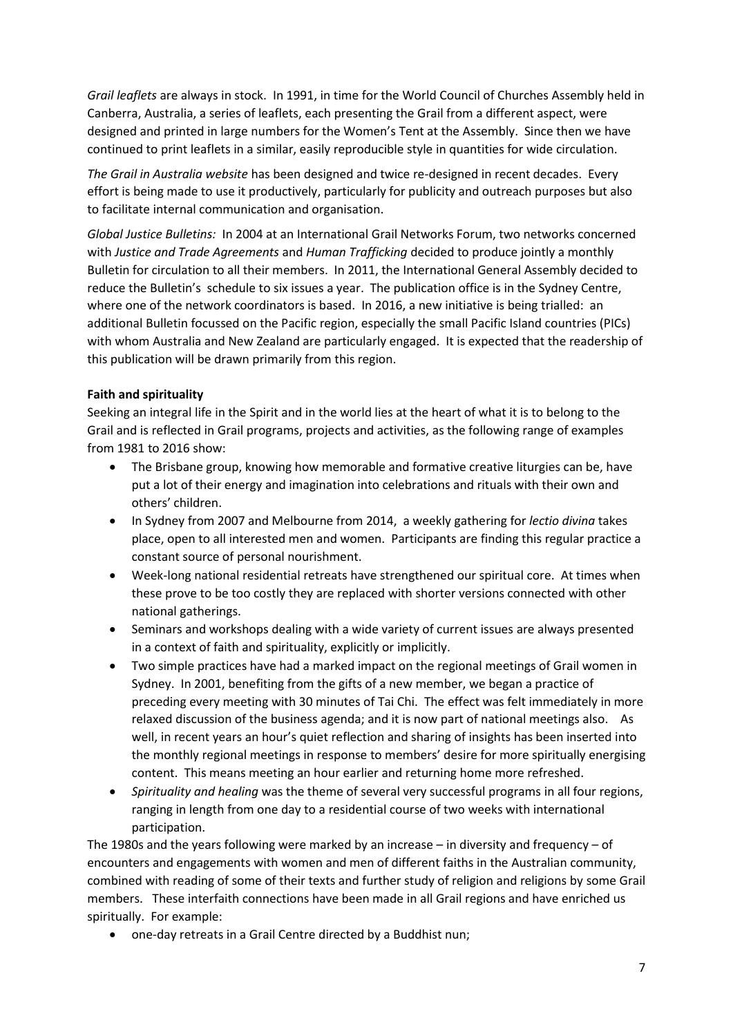*Grail leaflets* are always in stock. In 1991, in time for the World Council of Churches Assembly held in Canberra, Australia, a series of leaflets, each presenting the Grail from a different aspect, were designed and printed in large numbers for the Women's Tent at the Assembly. Since then we have continued to print leaflets in a similar, easily reproducible style in quantities for wide circulation.

*The Grail in Australia website* has been designed and twice re-designed in recent decades. Every effort is being made to use it productively, particularly for publicity and outreach purposes but also to facilitate internal communication and organisation.

*Global Justice Bulletins:* In 2004 at an International Grail Networks Forum, two networks concerned with *Justice and Trade Agreements* and *Human Trafficking* decided to produce jointly a monthly Bulletin for circulation to all their members. In 2011, the International General Assembly decided to reduce the Bulletin's schedule to six issues a year. The publication office is in the Sydney Centre, where one of the network coordinators is based. In 2016, a new initiative is being trialled: an additional Bulletin focussed on the Pacific region, especially the small Pacific Island countries (PICs) with whom Australia and New Zealand are particularly engaged. It is expected that the readership of this publication will be drawn primarily from this region.

**Faith and spirituality**

Seeking an integral life in the Spirit and in the world lies at the heart of what it is to belong to the Grail and is reflected in Grail programs, projects and activities, as the following range of examples from 1981 to 2016 show:

- The Brisbane group, knowing how memorable and formative creative liturgies can be, have put a lot of their energy and imagination into celebrations and rituals with their own and others' children.
- In Sydney from 2007 and Melbourne from 2014, a weekly gathering for *lectio divina* takes place, open to all interested men and women. Participants are finding this regular practice a constant source of personal nourishment.
- Week-long national residential retreats have strengthened our spiritual core. At times when these prove to be too costly they are replaced with shorter versions connected with other national gatherings.
- Seminars and workshops dealing with a wide variety of current issues are always presented in a context of faith and spirituality, explicitly or implicitly.
- Two simple practices have had a marked impact on the regional meetings of Grail women in Sydney. In 2001, benefiting from the gifts of a new member, we began a practice of preceding every meeting with 30 minutes of Tai Chi. The effect was felt immediately in more relaxed discussion of the business agenda; and it is now part of national meetings also. As well, in recent years an hour's quiet reflection and sharing of insights has been inserted into the monthly regional meetings in response to members' desire for more spiritually energising content. This means meeting an hour earlier and returning home more refreshed.
- *Spirituality and healing* was the theme of several very successful programs in all four regions, ranging in length from one day to a residential course of two weeks with international participation.

The 1980s and the years following were marked by an increase – in diversity and frequency – of encounters and engagements with women and men of different faiths in the Australian community, combined with reading of some of their texts and further study of religion and religions by some Grail members. These interfaith connections have been made in all Grail regions and have enriched us spiritually. For example:

- one-day retreats in a Grail Centre directed by a Buddhist nun;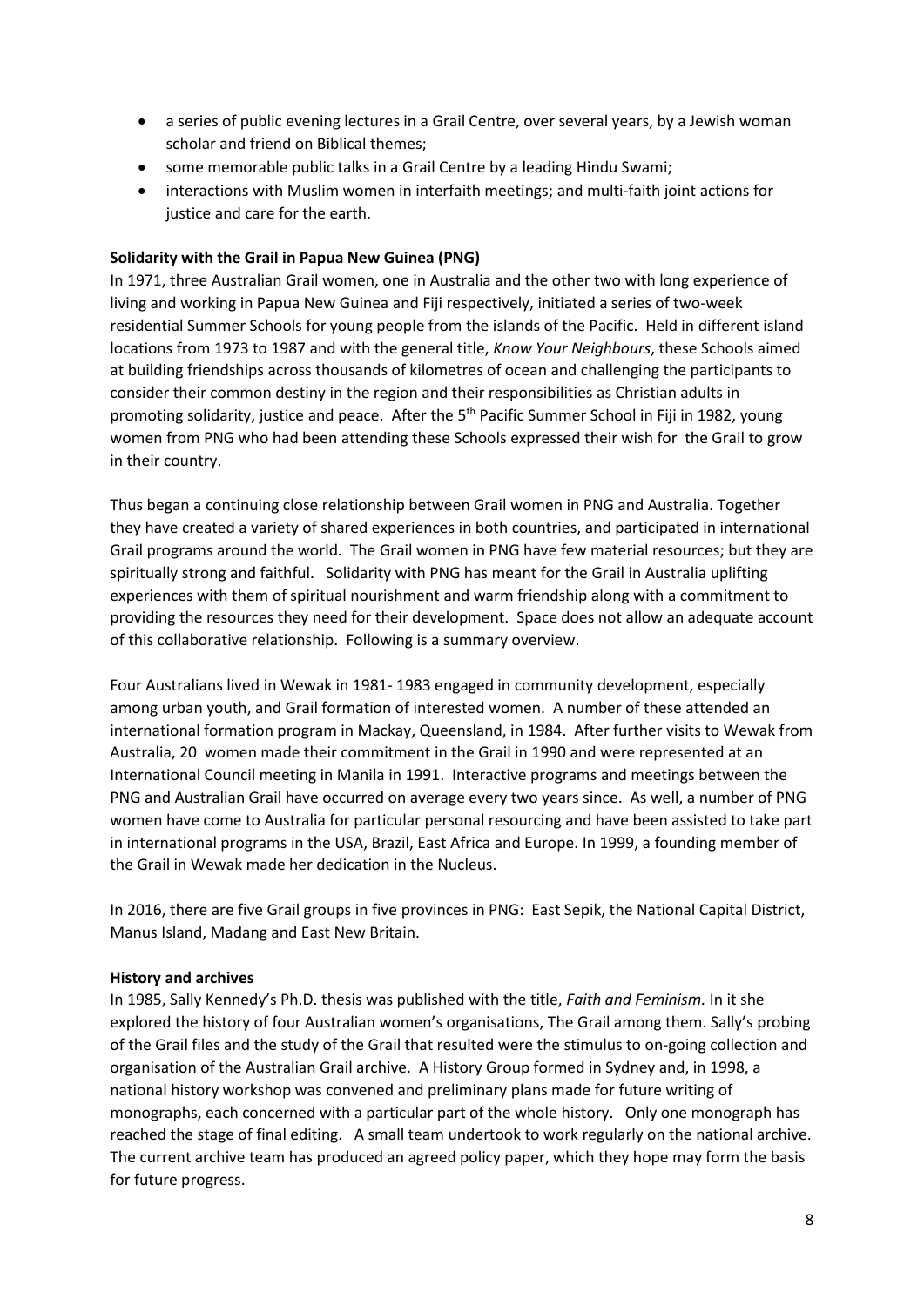- a series of public evening lectures in a Grail Centre, over several years, by a Jewish woman scholar and friend on Biblical themes;
- some memorable public talks in a Grail Centre by a leading Hindu Swami;
- interactions with Muslim women in interfaith meetings; and multi-faith joint actions for justice and care for the earth.

**Solidarity with the Grail in Papua New Guinea (PNG)**

In 1971, three Australian Grail women, one in Australia and the other two with long experience of living and working in Papua New Guinea and Fiji respectively, initiated a series of two-week residential Summer Schools for young people from the islands of the Pacific. Held in different island locations from 1973 to 1987 and with the general title, *Know Your Neighbours*, these Schools aimed at building friendships across thousands of kilometres of ocean and challenging the participants to consider their common destiny in the region and their responsibilities as Christian adults in promoting solidarity, justice and peace. After the 5th Pacific Summer School in Fiji in 1982, young women from PNG who had been attending these Schools expressed their wish for the Grail to grow in their country.

Thus began a continuing close relationship between Grail women in PNG and Australia. Together they have created a variety of shared experiences in both countries, and participated in international Grail programs around the world. The Grail women in PNG have few material resources; but they are spiritually strong and faithful. Solidarity with PNG has meant for the Grail in Australia uplifting experiences with them of spiritual nourishment and warm friendship along with a commitment to providing the resources they need for their development. Space does not allow an adequate account of this collaborative relationship. Following is a summary overview.

Four Australians lived in Wewak in 1981- 1983 engaged in community development, especially among urban youth, and Grail formation of interested women. A number of these attended an international formation program in Mackay, Queensland, in 1984. After further visits to Wewak from Australia, 20 women made their commitment in the Grail in 1990 and were represented at an International Council meeting in Manila in 1991. Interactive programs and meetings between the PNG and Australian Grail have occurred on average every two years since. As well, a number of PNG women have come to Australia for particular personal resourcing and have been assisted to take part in international programs in the USA, Brazil, East Africa and Europe. In 1999, a founding member of the Grail in Wewak made her dedication in the Nucleus.

In 2016, there are five Grail groups in five provinces in PNG: East Sepik, the National Capital District, Manus Island, Madang and East New Britain.

**History and archives**

In 1985, Sally Kennedy's Ph.D. thesis was published with the title, *Faith and Feminism.* In it she explored the history of four Australian women's organisations, The Grail among them. Sally's probing of the Grail files and the study of the Grail that resulted were the stimulus to on-going collection and organisation of the Australian Grail archive. A History Group formed in Sydney and, in 1998, a national history workshop was convened and preliminary plans made for future writing of monographs, each concerned with a particular part of the whole history. Only one monograph has reached the stage of final editing. A small team undertook to work regularly on the national archive. The current archive team has produced an agreed policy paper, which they hope may form the basis for future progress.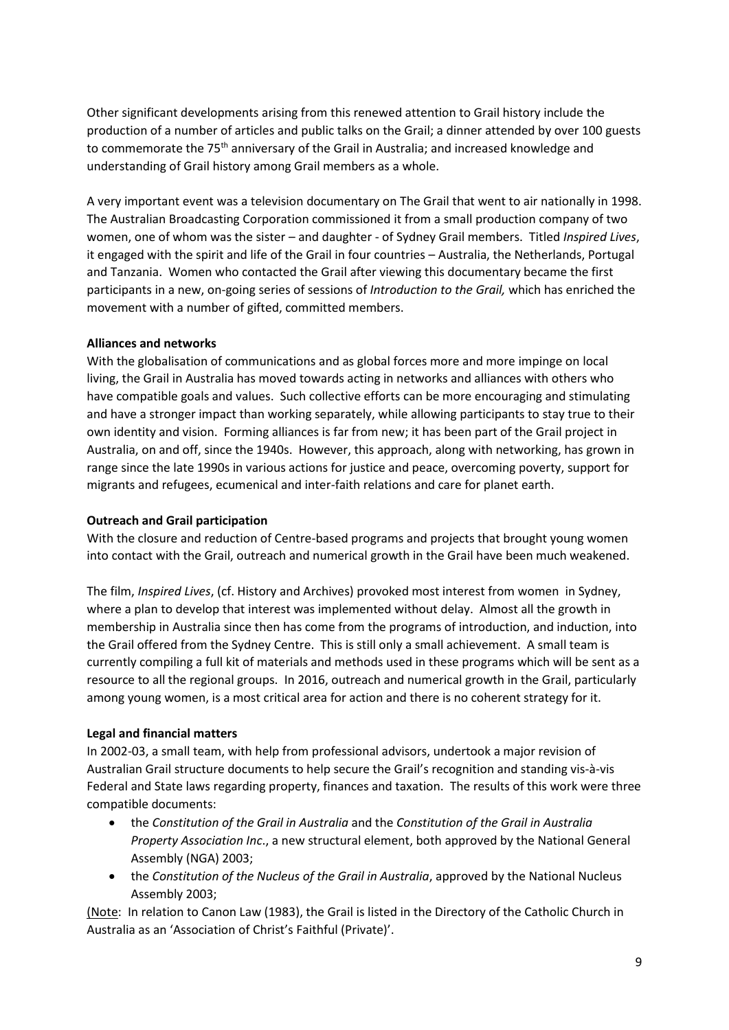Other significant developments arising from this renewed attention to Grail history include the production of a number of articles and public talks on the Grail; a dinner attended by over 100 guests to commemorate the 75th anniversary of the Grail in Australia; and increased knowledge and understanding of Grail history among Grail members as a whole.

A very important event was a television documentary on The Grail that went to air nationally in 1998. The Australian Broadcasting Corporation commissioned it from a small production company of two women, one of whom was the sister – and daughter - of Sydney Grail members. Titled *Inspired Lives*, it engaged with the spirit and life of the Grail in four countries – Australia, the Netherlands, Portugal and Tanzania. Women who contacted the Grail after viewing this documentary became the first participants in a new, on-going series of sessions of *Introduction to the Grail,* which has enriched the movement with a number of gifted, committed members.

**Alliances and networks**

With the globalisation of communications and as global forces more and more impinge on local living, the Grail in Australia has moved towards acting in networks and alliances with others who have compatible goals and values. Such collective efforts can be more encouraging and stimulating and have a stronger impact than working separately, while allowing participants to stay true to their own identity and vision. Forming alliances is far from new; it has been part of the Grail project in Australia, on and off, since the 1940s. However, this approach, along with networking, has grown in range since the late 1990s in various actions for justice and peace, overcoming poverty, support for migrants and refugees, ecumenical and inter-faith relations and care for planet earth.

**Outreach and Grail participation**

With the closure and reduction of Centre-based programs and projects that brought young women into contact with the Grail, outreach and numerical growth in the Grail have been much weakened.

The film, *Inspired Lives*, (cf. History and Archives) provoked most interest from women in Sydney, where a plan to develop that interest was implemented without delay. Almost all the growth in membership in Australia since then has come from the programs of introduction, and induction, into the Grail offered from the Sydney Centre. This is still only a small achievement. A small team is currently compiling a full kit of materials and methods used in these programs which will be sent as a resource to all the regional groups. In 2016, outreach and numerical growth in the Grail, particularly among young women, is a most critical area for action and there is no coherent strategy for it.

**Legal and financial matters**

In 2002-03, a small team, with help from professional advisors, undertook a major revision of Australian Grail structure documents to help secure the Grail's recognition and standing vis-à-vis Federal and State laws regarding property, finances and taxation. The results of this work were three compatible documents:

- the *Constitution of the Grail in Australia* and the *Constitution of the Grail in Australia Property Association Inc*., a new structural element, both approved by the National General Assembly (NGA) 2003;
- the *Constitution of the Nucleus of the Grail in Australia*, approved by the National Nucleus Assembly 2003;

(Note: In relation to Canon Law (1983), the Grail is listed in the Directory of the Catholic Church in Australia as an 'Association of Christ's Faithful (Private)'.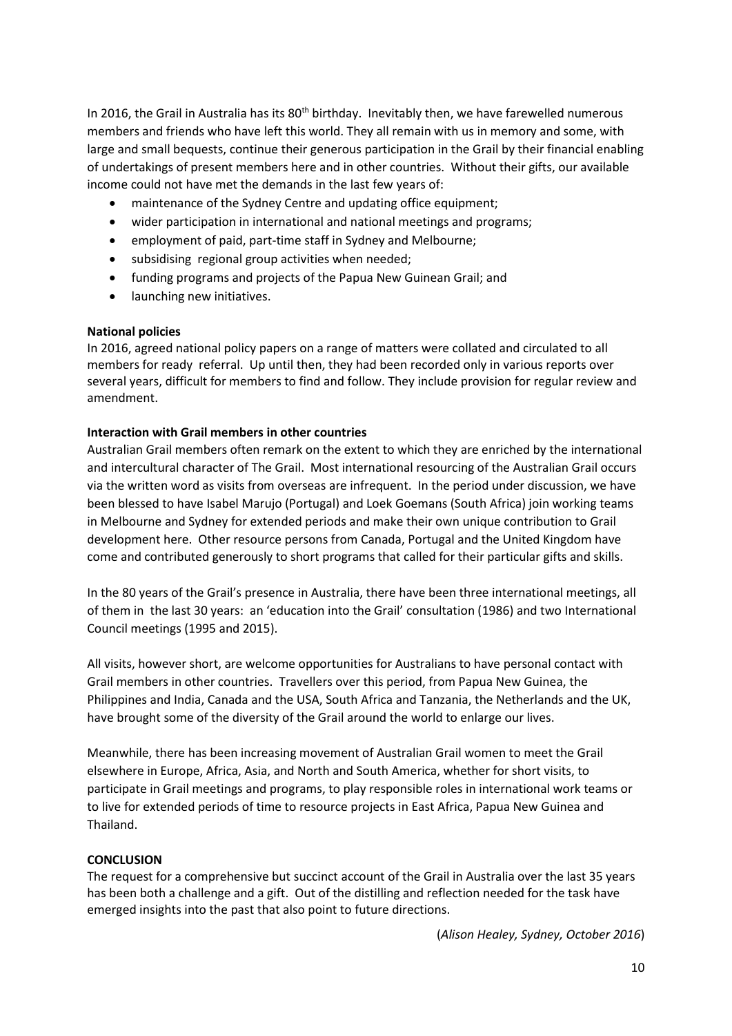In 2016, the Grail in Australia has its 80th birthday. Inevitably then, we have farewelled numerous members and friends who have left this world. They all remain with us in memory and some, with large and small bequests, continue their generous participation in the Grail by their financial enabling of undertakings of present members here and in other countries. Without their gifts, our available income could not have met the demands in the last few years of:

- maintenance of the Sydney Centre and updating office equipment;
- wider participation in international and national meetings and programs;
- employment of paid, part-time staff in Sydney and Melbourne;
- subsidising regional group activities when needed;
- funding programs and projects of the Papua New Guinean Grail; and
- launching new initiatives.

**National policies**

In 2016, agreed national policy papers on a range of matters were collated and circulated to all members for ready referral. Up until then, they had been recorded only in various reports over several years, difficult for members to find and follow. They include provision for regular review and amendment.

**Interaction with Grail members in other countries**

Australian Grail members often remark on the extent to which they are enriched by the international and intercultural character of The Grail. Most international resourcing of the Australian Grail occurs via the written word as visits from overseas are infrequent. In the period under discussion, we have been blessed to have Isabel Marujo (Portugal) and Loek Goemans (South Africa) join working teams in Melbourne and Sydney for extended periods and make their own unique contribution to Grail development here. Other resource persons from Canada, Portugal and the United Kingdom have come and contributed generously to short programs that called for their particular gifts and skills.

In the 80 years of the Grail's presence in Australia, there have been three international meetings, all of them in the last 30 years: an 'education into the Grail' consultation (1986) and two International Council meetings (1995 and 2015).

All visits, however short, are welcome opportunities for Australians to have personal contact with Grail members in other countries. Travellers over this period, from Papua New Guinea, the Philippines and India, Canada and the USA, South Africa and Tanzania, the Netherlands and the UK, have brought some of the diversity of the Grail around the world to enlarge our lives.

Meanwhile, there has been increasing movement of Australian Grail women to meet the Grail elsewhere in Europe, Africa, Asia, and North and South America, whether for short visits, to participate in Grail meetings and programs, to play responsible roles in international work teams or to live for extended periods of time to resource projects in East Africa, Papua New Guinea and Thailand.

**CONCLUSION**

The request for a comprehensive but succinct account of the Grail in Australia over the last 35 years has been both a challenge and a gift. Out of the distilling and reflection needed for the task have emerged insights into the past that also point to future directions.

(*Alison Healey, Sydney, October 2016*)